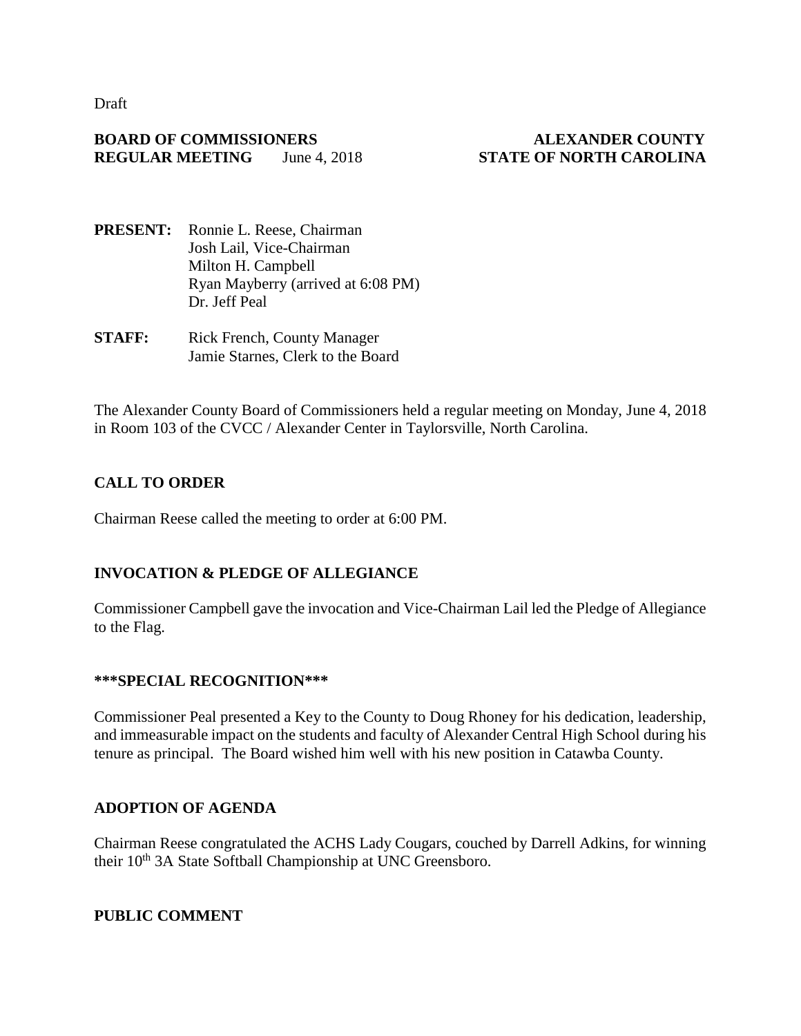Draft

**BOARD OF COMMISSIONERS** **ALEXANDER COUNTY**
**REGULAR MEETING** June 4, 2018 **STATE OF NORTH CAROLINA**

**PRESENT:** Ronnie L. Reese, Chairman
Josh Lail, Vice-Chairman
Milton H. Campbell
Ryan Mayberry (arrived at 6:08 PM)
Dr. Jeff Peal

**STAFF:** Rick French, County Manager
Jamie Starnes, Clerk to the Board

The Alexander County Board of Commissioners held a regular meeting on Monday, June 4, 2018 in Room 103 of the CVCC / Alexander Center in Taylorsville, North Carolina.

## CALL TO ORDER

Chairman Reese called the meeting to order at 6:00 PM.

## INVOCATION & PLEDGE OF ALLEGIANCE

Commissioner Campbell gave the invocation and Vice-Chairman Lail led the Pledge of Allegiance to the Flag.

## ***SPECIAL RECOGNITION***

Commissioner Peal presented a Key to the County to Doug Rhoney for his dedication, leadership, and immeasurable impact on the students and faculty of Alexander Central High School during his tenure as principal. The Board wished him well with his new position in Catawba County.

## ADOPTION OF AGENDA

Chairman Reese congratulated the ACHS Lady Cougars, couched by Darrell Adkins, for winning their 10th 3A State Softball Championship at UNC Greensboro.

## PUBLIC COMMENT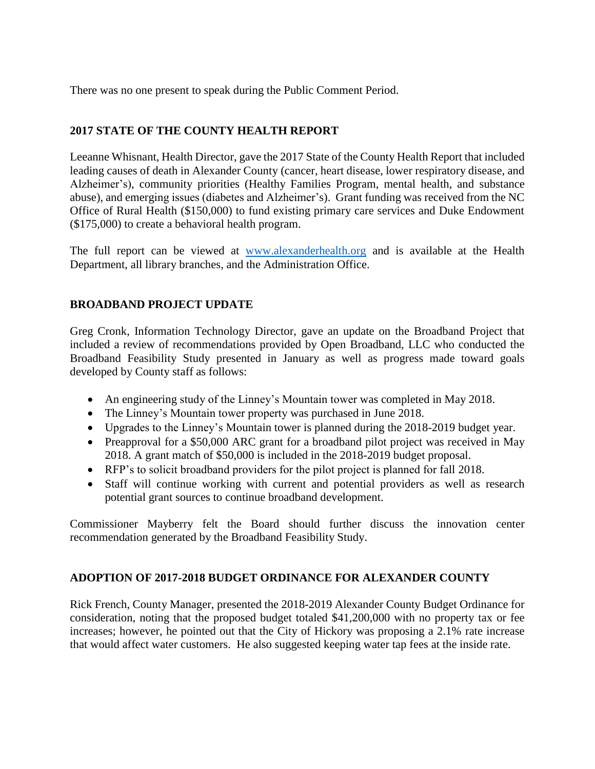There was no one present to speak during the Public Comment Period.

## 2017 STATE OF THE COUNTY HEALTH REPORT

Leeanne Whisnant, Health Director, gave the 2017 State of the County Health Report that included leading causes of death in Alexander County (cancer, heart disease, lower respiratory disease, and Alzheimer's), community priorities (Healthy Families Program, mental health, and substance abuse), and emerging issues (diabetes and Alzheimer's). Grant funding was received from the NC Office of Rural Health ($150,000) to fund existing primary care services and Duke Endowment ($175,000) to create a behavioral health program.

The full report can be viewed at www.alexanderhealth.org and is available at the Health Department, all library branches, and the Administration Office.

## BROADBAND PROJECT UPDATE

Greg Cronk, Information Technology Director, gave an update on the Broadband Project that included a review of recommendations provided by Open Broadband, LLC who conducted the Broadband Feasibility Study presented in January as well as progress made toward goals developed by County staff as follows:

- An engineering study of the Linney's Mountain tower was completed in May 2018.
- The Linney's Mountain tower property was purchased in June 2018.
- Upgrades to the Linney's Mountain tower is planned during the 2018-2019 budget year.
- Preapproval for a $50,000 ARC grant for a broadband pilot project was received in May 2018. A grant match of $50,000 is included in the 2018-2019 budget proposal.
- RFP's to solicit broadband providers for the pilot project is planned for fall 2018.
- Staff will continue working with current and potential providers as well as research potential grant sources to continue broadband development.

Commissioner Mayberry felt the Board should further discuss the innovation center recommendation generated by the Broadband Feasibility Study.

## ADOPTION OF 2017-2018 BUDGET ORDINANCE FOR ALEXANDER COUNTY

Rick French, County Manager, presented the 2018-2019 Alexander County Budget Ordinance for consideration, noting that the proposed budget totaled $41,200,000 with no property tax or fee increases; however, he pointed out that the City of Hickory was proposing a 2.1% rate increase that would affect water customers. He also suggested keeping water tap fees at the inside rate.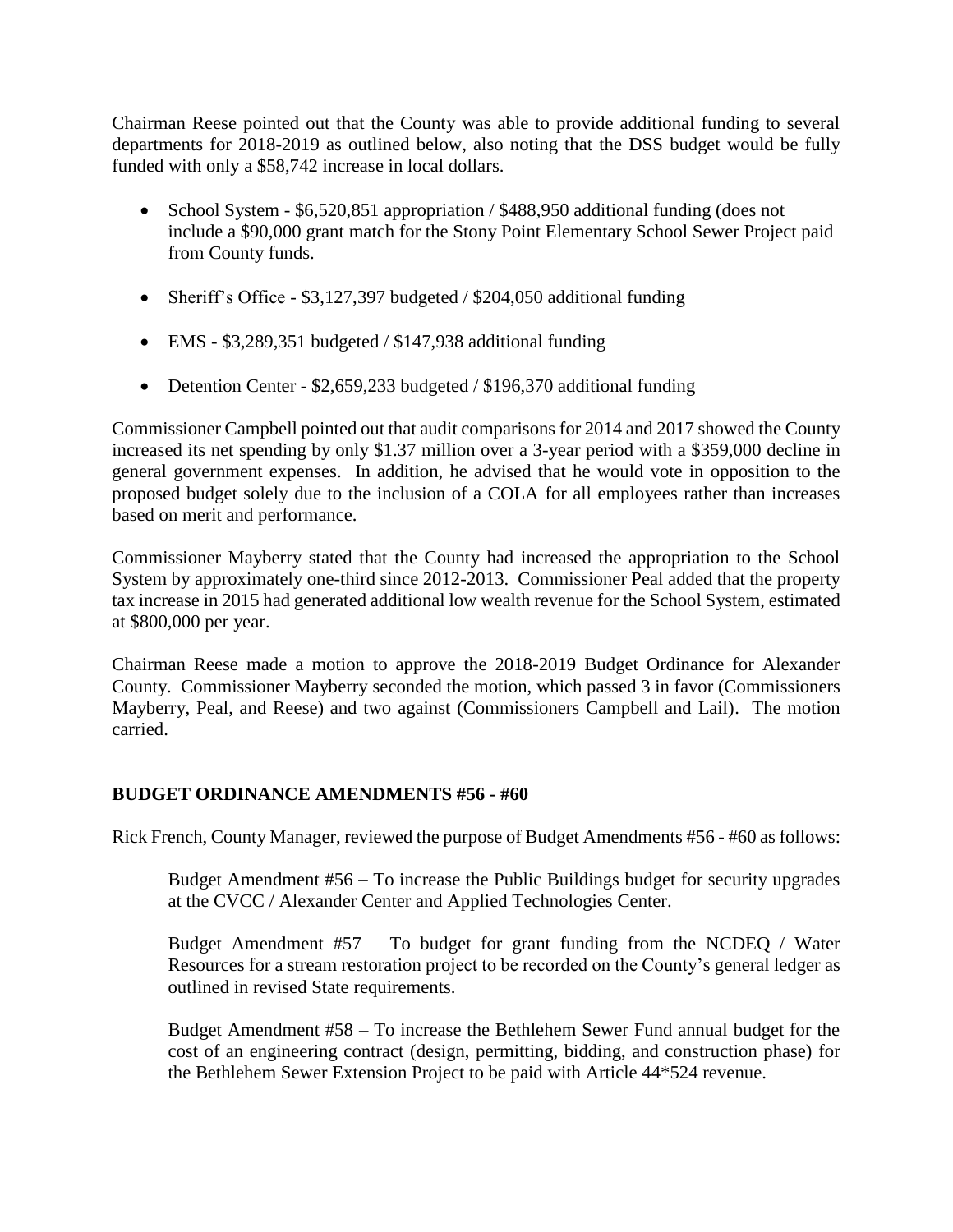Chairman Reese pointed out that the County was able to provide additional funding to several departments for 2018-2019 as outlined below, also noting that the DSS budget would be fully funded with only a $58,742 increase in local dollars.

- School System - $6,520,851 appropriation / $488,950 additional funding (does not include a $90,000 grant match for the Stony Point Elementary School Sewer Project paid from County funds.
- Sheriff's Office - $3,127,397 budgeted / $204,050 additional funding
- EMS - $3,289,351 budgeted / $147,938 additional funding
- Detention Center - $2,659,233 budgeted / $196,370 additional funding

Commissioner Campbell pointed out that audit comparisons for 2014 and 2017 showed the County increased its net spending by only $1.37 million over a 3-year period with a $359,000 decline in general government expenses. In addition, he advised that he would vote in opposition to the proposed budget solely due to the inclusion of a COLA for all employees rather than increases based on merit and performance.

Commissioner Mayberry stated that the County had increased the appropriation to the School System by approximately one-third since 2012-2013. Commissioner Peal added that the property tax increase in 2015 had generated additional low wealth revenue for the School System, estimated at $800,000 per year.

Chairman Reese made a motion to approve the 2018-2019 Budget Ordinance for Alexander County. Commissioner Mayberry seconded the motion, which passed 3 in favor (Commissioners Mayberry, Peal, and Reese) and two against (Commissioners Campbell and Lail). The motion carried.

## BUDGET ORDINANCE AMENDMENTS #56 - #60

Rick French, County Manager, reviewed the purpose of Budget Amendments #56 - #60 as follows:

> Budget Amendment #56 – To increase the Public Buildings budget for security upgrades at the CVCC / Alexander Center and Applied Technologies Center.
>
> Budget Amendment #57 – To budget for grant funding from the NCDEQ / Water Resources for a stream restoration project to be recorded on the County's general ledger as outlined in revised State requirements.
>
> Budget Amendment #58 – To increase the Bethlehem Sewer Fund annual budget for the cost of an engineering contract (design, permitting, bidding, and construction phase) for the Bethlehem Sewer Extension Project to be paid with Article 44*524 revenue.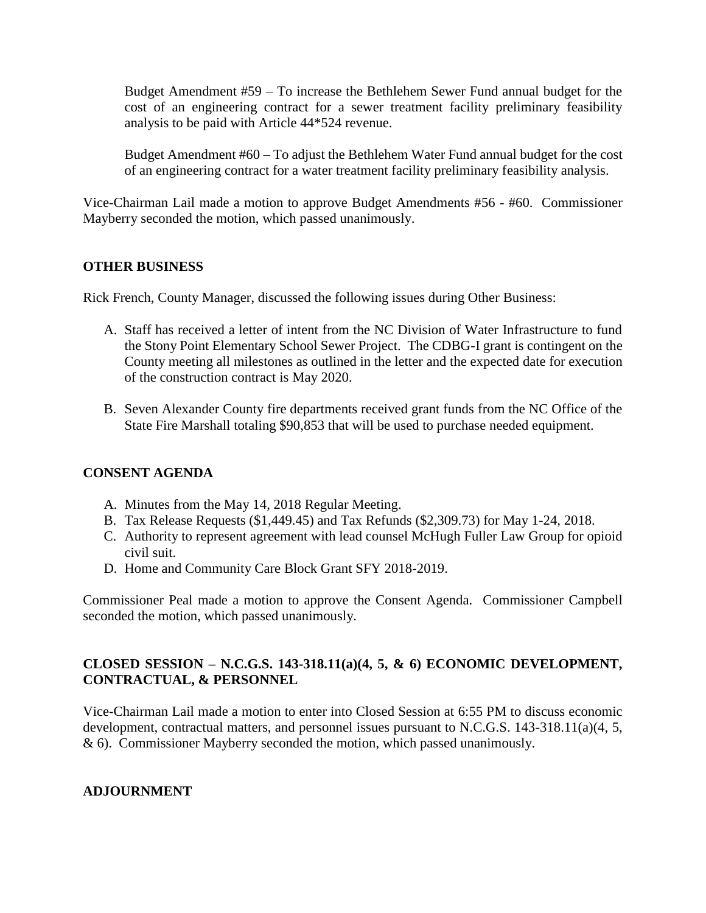Budget Amendment #59 – To increase the Bethlehem Sewer Fund annual budget for the cost of an engineering contract for a sewer treatment facility preliminary feasibility analysis to be paid with Article 44*524 revenue.

Budget Amendment #60 – To adjust the Bethlehem Water Fund annual budget for the cost of an engineering contract for a water treatment facility preliminary feasibility analysis.

Vice-Chairman Lail made a motion to approve Budget Amendments #56 - #60. Commissioner Mayberry seconded the motion, which passed unanimously.

**OTHER BUSINESS**

Rick French, County Manager, discussed the following issues during Other Business:

A. Staff has received a letter of intent from the NC Division of Water Infrastructure to fund the Stony Point Elementary School Sewer Project. The CDBG-I grant is contingent on the County meeting all milestones as outlined in the letter and the expected date for execution of the construction contract is May 2020.

B. Seven Alexander County fire departments received grant funds from the NC Office of the State Fire Marshall totaling $90,853 that will be used to purchase needed equipment.

**CONSENT AGENDA**

A. Minutes from the May 14, 2018 Regular Meeting.
B. Tax Release Requests ($1,449.45) and Tax Refunds ($2,309.73) for May 1-24, 2018.
C. Authority to represent agreement with lead counsel McHugh Fuller Law Group for opioid civil suit.
D. Home and Community Care Block Grant SFY 2018-2019.

Commissioner Peal made a motion to approve the Consent Agenda. Commissioner Campbell seconded the motion, which passed unanimously.

**CLOSED SESSION – N.C.G.S. 143-318.11(a)(4, 5, & 6) ECONOMIC DEVELOPMENT, CONTRACTUAL, & PERSONNEL**

Vice-Chairman Lail made a motion to enter into Closed Session at 6:55 PM to discuss economic development, contractual matters, and personnel issues pursuant to N.C.G.S. 143-318.11(a)(4, 5, & 6). Commissioner Mayberry seconded the motion, which passed unanimously.

**ADJOURNMENT**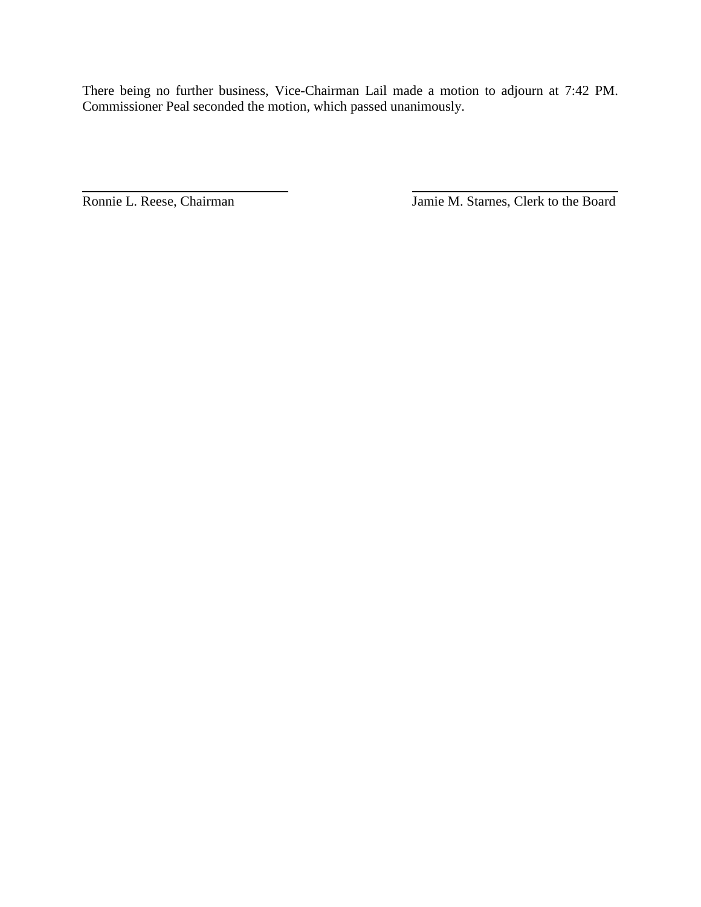There being no further business, Vice-Chairman Lail made a motion to adjourn at 7:42 PM. Commissioner Peal seconded the motion, which passed unanimously.

| | |
|---|---|
| ______________________________ | ______________________________ |
| Ronnie L. Reese, Chairman | Jamie M. Starnes, Clerk to the Board |